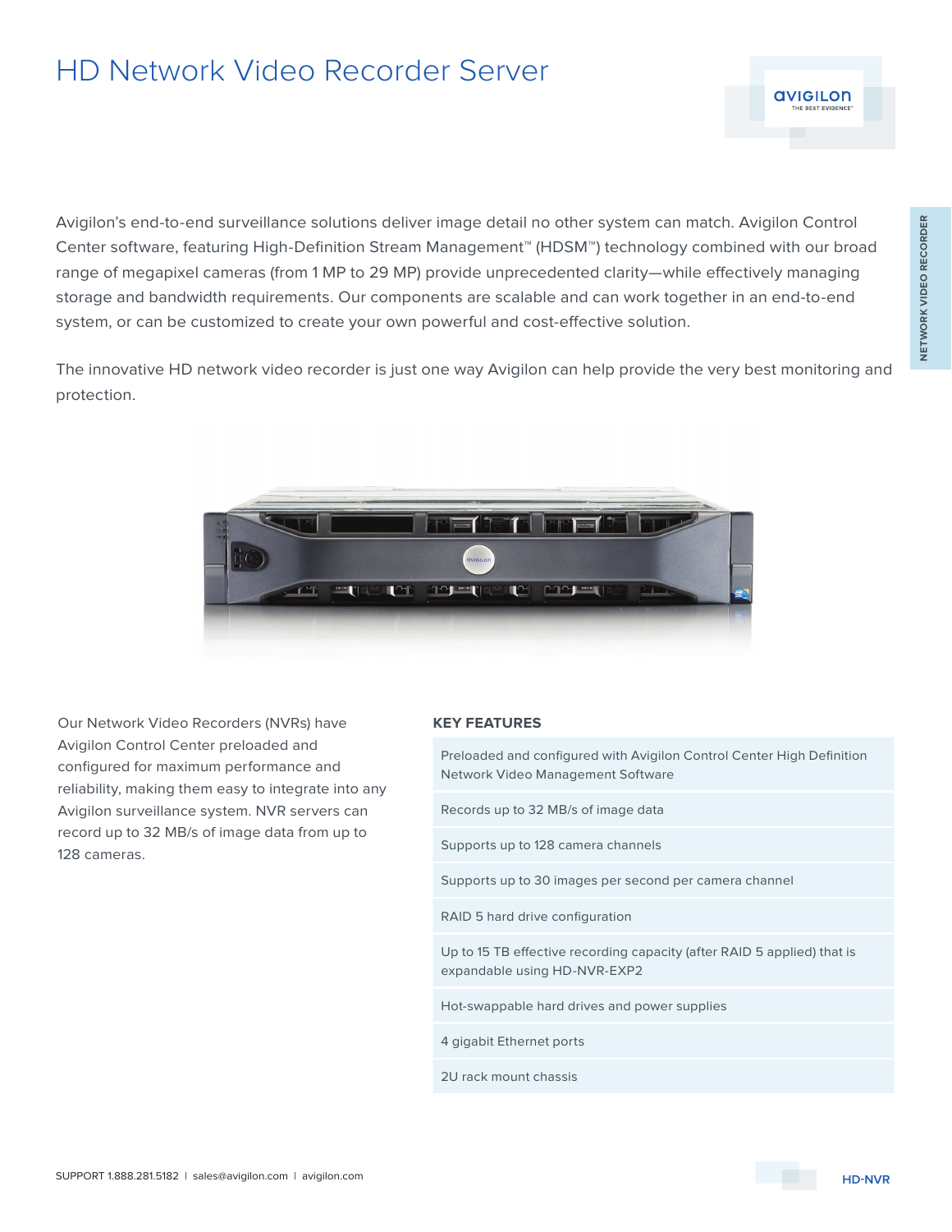# HD Network Video Recorder Server

Avigilon's end-to-end surveillance solutions deliver image detail no other system can match. Avigilon Control Center software, featuring High-Definition Stream Management™ (HDSM™) technology combined with our broad range of megapixel cameras (from 1 MP to 29 MP) provide unprecedented clarity—while effectively managing storage and bandwidth requirements. Our components are scalable and can work together in an end-to-end system, or can be customized to create your own powerful and cost-effective solution.

The innovative HD network video recorder is just one way Avigilon can help provide the very best monitoring and protection.

Our Network Video Recorders (NVRs) have Avigilon Control Center preloaded and configured for maximum performance and reliability, making them easy to integrate into any Avigilon surveillance system. NVR servers can record up to 32 MB/s of image data from up to 128 cameras.

## KEY FEATURES

- Preloaded and configured with Avigilon Control Center High Definition Network Video Management Software
- Records up to 32 MB/s of image data
- Supports up to 128 camera channels
- Supports up to 30 images per second per camera channel
- RAID 5 hard drive configuration
- Up to 15 TB effective recording capacity (after RAID 5 applied) that is expandable using HD-NVR-EXP2
- Hot-swappable hard drives and power supplies
- 4 gigabit Ethernet ports
- 2U rack mount chassis

SUPPORT 1.888.281.5182 | sales@avigilon.com | avigilon.com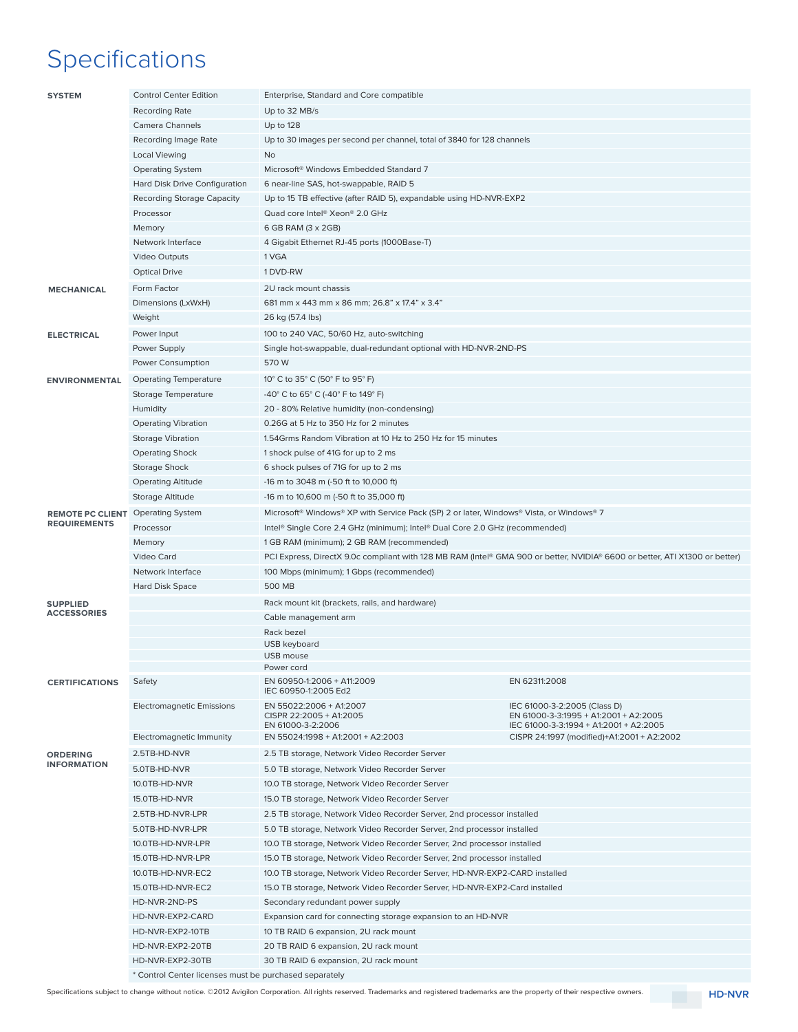# Specifications

| | | | |
|---|---|---|---|
| **SYSTEM** | Control Center Edition | Enterprise, Standard and Core compatible | |
| | Recording Rate | Up to 32 MB/s | |
| | Camera Channels | Up to 128 | |
| | Recording Image Rate | Up to 30 images per second per channel, total of 3840 for 128 channels | |
| | Local Viewing | No | |
| | Operating System | Microsoft® Windows Embedded Standard 7 | |
| | Hard Disk Drive Configuration | 6 near-line SAS, hot-swappable, RAID 5 | |
| | Recording Storage Capacity | Up to 15 TB effective (after RAID 5), expandable using HD-NVR-EXP2 | |
| | Processor | Quad core Intel® Xeon® 2.0 GHz | |
| | Memory | 6 GB RAM (3 x 2GB) | |
| | Network Interface | 4 Gigabit Ethernet RJ-45 ports (1000Base-T) | |
| | Video Outputs | 1 VGA | |
| | Optical Drive | 1 DVD-RW | |
| **MECHANICAL** | Form Factor | 2U rack mount chassis | |
| | Dimensions (LxWxH) | 681 mm x 443 mm x 86 mm; 26.8" x 17.4" x 3.4" | |
| | Weight | 26 kg (57.4 lbs) | |
| **ELECTRICAL** | Power Input | 100 to 240 VAC, 50/60 Hz, auto-switching | |
| | Power Supply | Single hot-swappable, dual-redundant optional with HD-NVR-2ND-PS | |
| | Power Consumption | 570 W | |
| **ENVIRONMENTAL** | Operating Temperature | 10° C to 35° C (50° F to 95° F) | |
| | Storage Temperature | -40° C to 65° C (-40° F to 149° F) | |
| | Humidity | 20 - 80% Relative humidity (non-condensing) | |
| | Operating Vibration | 0.26G at 5 Hz to 350 Hz for 2 minutes | |
| | Storage Vibration | 1.54Grms Random Vibration at 10 Hz to 250 Hz for 15 minutes | |
| | Operating Shock | 1 shock pulse of 41G for up to 2 ms | |
| | Storage Shock | 6 shock pulses of 71G for up to 2 ms | |
| | Operating Altitude | -16 m to 3048 m (-50 ft to 10,000 ft) | |
| | Storage Altitude | -16 m to 10,600 m (-50 ft to 35,000 ft) | |
| **REMOTE PC CLIENT REQUIREMENTS** | Operating System | Microsoft® Windows® XP with Service Pack (SP) 2 or later, Windows® Vista, or Windows® 7 | |
| | Processor | Intel® Single Core 2.4 GHz (minimum); Intel® Dual Core 2.0 GHz (recommended) | |
| | Memory | 1 GB RAM (minimum); 2 GB RAM (recommended) | |
| | Video Card | PCI Express, DirectX 9.0c compliant with 128 MB RAM (Intel® GMA 900 or better, NVIDIA® 6600 or better, ATI X1300 or better) | |
| | Network Interface | 100 Mbps (minimum); 1 Gbps (recommended) | |
| | Hard Disk Space | 500 MB | |
| **SUPPLIED ACCESSORIES** | | Rack mount kit (brackets, rails, and hardware) | |
| | | Cable management arm | |
| | | Rack bezel | |
| | | USB keyboard | |
| | | USB mouse | |
| | | Power cord | |
| **CERTIFICATIONS** | Safety | EN 60950-1:2006 + A11:2009<br>IEC 60950-1:2005 Ed2 | EN 62311:2008 |
| | Electromagnetic Emissions | EN 55022:2006 + A1:2007<br>CISPR 22:2005 + A1:2005<br>EN 61000-3-2:2006 | IEC 61000-3-2:2005 (Class D)<br>EN 61000-3-3:1995 + A1:2001 + A2:2005<br>IEC 61000-3-3:1994 + A1:2001 + A2:2005 |
| | Electromagnetic Immunity | EN 55024:1998 + A1:2001 + A2:2003 | CISPR 24:1997 (modified)+A1:2001 + A2:2002 |
| **ORDERING INFORMATION** | 2.5TB-HD-NVR | 2.5 TB storage, Network Video Recorder Server | |
| | 5.0TB-HD-NVR | 5.0 TB storage, Network Video Recorder Server | |
| | 10.0TB-HD-NVR | 10.0 TB storage, Network Video Recorder Server | |
| | 15.0TB-HD-NVR | 15.0 TB storage, Network Video Recorder Server | |
| | 2.5TB-HD-NVR-LPR | 2.5 TB storage, Network Video Recorder Server, 2nd processor installed | |
| | 5.0TB-HD-NVR-LPR | 5.0 TB storage, Network Video Recorder Server, 2nd processor installed | |
| | 10.0TB-HD-NVR-LPR | 10.0 TB storage, Network Video Recorder Server, 2nd processor installed | |
| | 15.0TB-HD-NVR-LPR | 15.0 TB storage, Network Video Recorder Server, 2nd processor installed | |
| | 10.0TB-HD-NVR-EC2 | 10.0 TB storage, Network Video Recorder Server, HD-NVR-EXP2-CARD installed | |
| | 15.0TB-HD-NVR-EC2 | 15.0 TB storage, Network Video Recorder Server, HD-NVR-EXP2-Card installed | |
| | HD-NVR-2ND-PS | Secondary redundant power supply | |
| | HD-NVR-EXP2-CARD | Expansion card for connecting storage expansion to an HD-NVR | |
| | HD-NVR-EXP2-10TB | 10 TB RAID 6 expansion, 2U rack mount | |
| | HD-NVR-EXP2-20TB | 20 TB RAID 6 expansion, 2U rack mount | |
| | HD-NVR-EXP2-30TB | 30 TB RAID 6 expansion, 2U rack mount | |

* Control Center licenses must be purchased separately

Specifications subject to change without notice. ©2012 Avigilon Corporation. All rights reserved. Trademarks and registered trademarks are the property of their respective owners.

HD-NVR